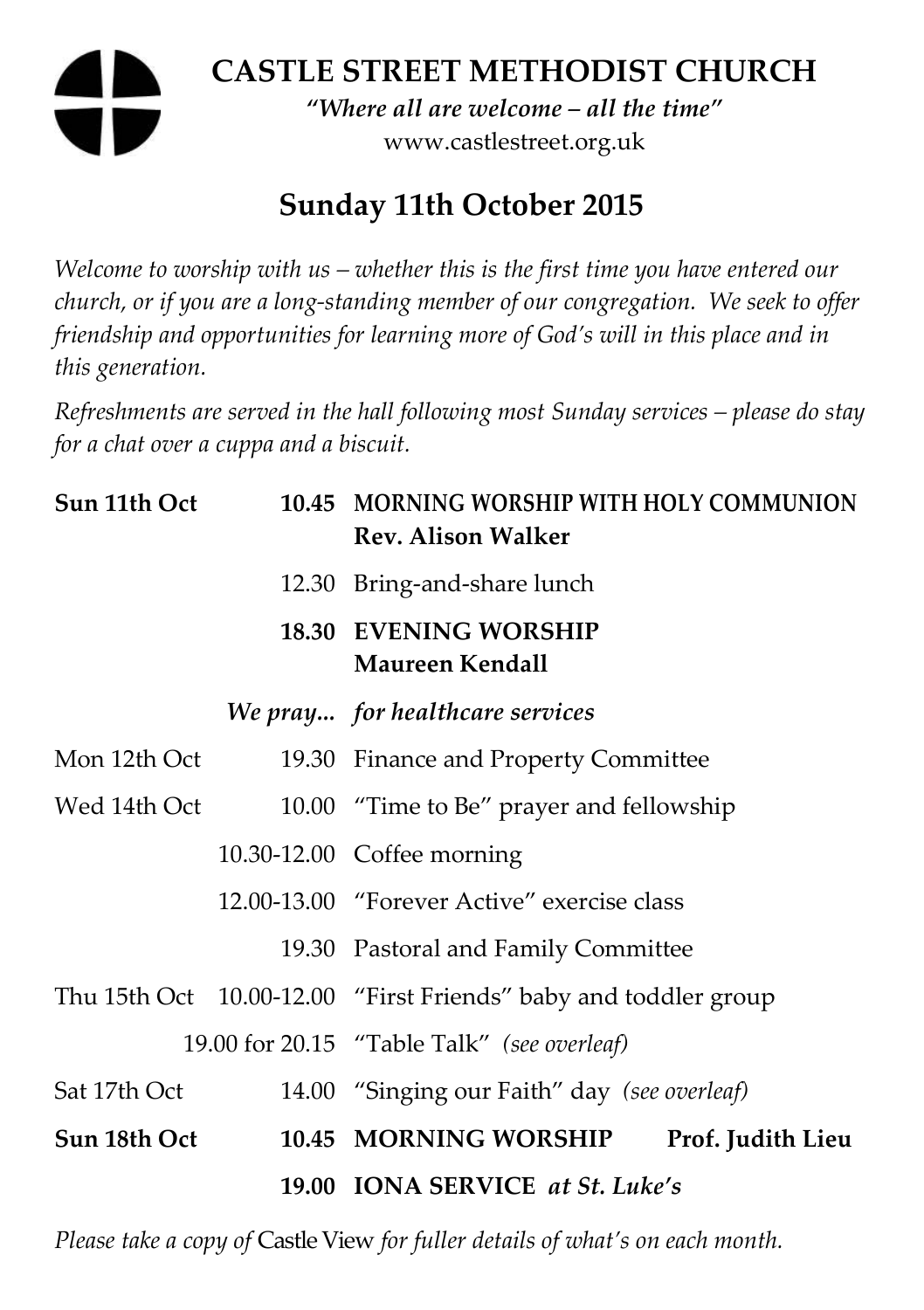# CASTLE STREET METHODIST CHURCH

*"Where all are welcome – all the time"*

www.castlestreet.org.uk

## Sunday 11th October 2015

*Welcome to worship with us – whether this is the first time you have entered our church, or if you are a long-standing member of our congregation. We seek to offer friendship and opportunities for learning more of God's will in this place and in this generation.*

*Refreshments are served in the hall following most Sunday services – please do stay for a chat over a cuppa and a biscuit.*

| | | |
|---|---|---|
| **Sun 11th Oct** | **10.45** | **MORNING WORSHIP WITH HOLY COMMUNION** **Rev. Alison Walker** |
| | 12.30 | Bring-and-share lunch |
| | **18.30** | **EVENING WORSHIP** **Maureen Kendall** |
| | *We pray...* | *for healthcare services* |
| Mon 12th Oct | 19.30 | Finance and Property Committee |
| Wed 14th Oct | 10.00 | "Time to Be" prayer and fellowship |
| | 10.30-12.00 | Coffee morning |
| | 12.00-13.00 | "Forever Active" exercise class |
| | 19.30 | Pastoral and Family Committee |
| Thu 15th Oct | 10.00-12.00 | "First Friends" baby and toddler group |
| | 19.00 for 20.15 | "Table Talk" *(see overleaf)* |
| Sat 17th Oct | 14.00 | "Singing our Faith" day *(see overleaf)* |
| **Sun 18th Oct** | **10.45** | **MORNING WORSHIP Prof. Judith Lieu** |
| | **19.00** | **IONA SERVICE** ***at St. Luke's*** |

*Please take a copy of* Castle View *for fuller details of what's on each month.*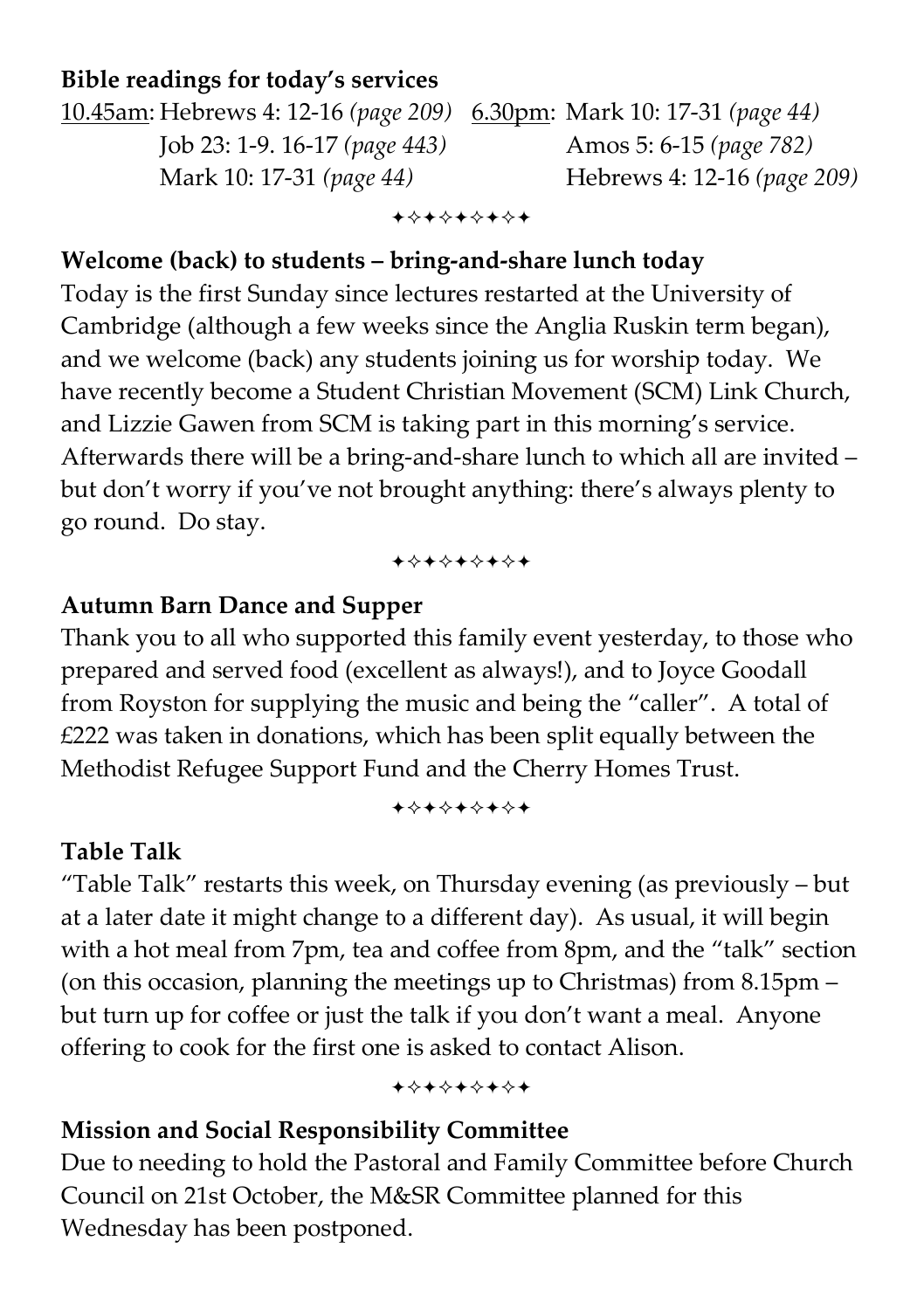**Bible readings for today's services**

10.45am: Hebrews 4: 12-16 *(page 209)*
Job 23: 1-9. 16-17 *(page 443)*
Mark 10: 17-31 *(page 44)*

6.30pm: Mark 10: 17-31 *(page 44)*
Amos 5: 6-15 *(page 782)*
Hebrews 4: 12-16 *(page 209)*

✦✧✦✧✦✧✦✧✦

**Welcome (back) to students – bring-and-share lunch today**

Today is the first Sunday since lectures restarted at the University of Cambridge (although a few weeks since the Anglia Ruskin term began), and we welcome (back) any students joining us for worship today. We have recently become a Student Christian Movement (SCM) Link Church, and Lizzie Gawen from SCM is taking part in this morning's service. Afterwards there will be a bring-and-share lunch to which all are invited – but don't worry if you've not brought anything: there's always plenty to go round. Do stay.

✦✧✦✧✦✧✦✧✦

**Autumn Barn Dance and Supper**

Thank you to all who supported this family event yesterday, to those who prepared and served food (excellent as always!), and to Joyce Goodall from Royston for supplying the music and being the "caller". A total of £222 was taken in donations, which has been split equally between the Methodist Refugee Support Fund and the Cherry Homes Trust.

✦✧✦✧✦✧✦✧✦

**Table Talk**

"Table Talk" restarts this week, on Thursday evening (as previously – but at a later date it might change to a different day). As usual, it will begin with a hot meal from 7pm, tea and coffee from 8pm, and the "talk" section (on this occasion, planning the meetings up to Christmas) from 8.15pm – but turn up for coffee or just the talk if you don't want a meal. Anyone offering to cook for the first one is asked to contact Alison.

✦✧✦✧✦✧✦✧✦

**Mission and Social Responsibility Committee**

Due to needing to hold the Pastoral and Family Committee before Church Council on 21st October, the M&SR Committee planned for this Wednesday has been postponed.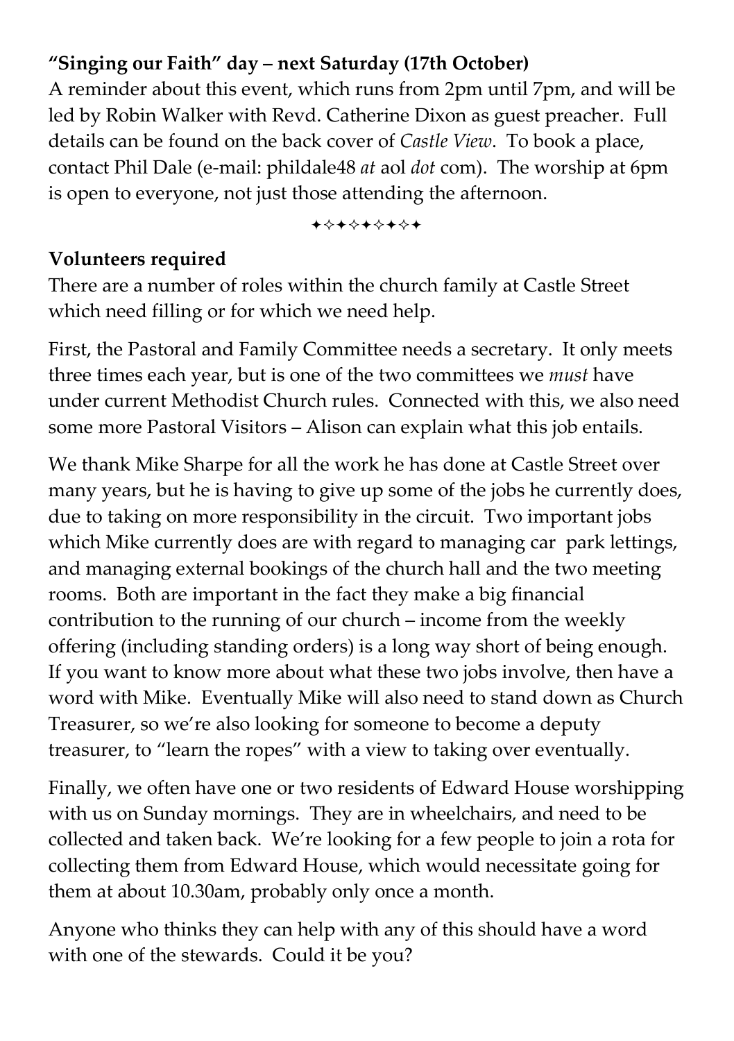**“Singing our Faith” day – next Saturday (17th October)**

A reminder about this event, which runs from 2pm until 7pm, and will be led by Robin Walker with Revd. Catherine Dixon as guest preacher. Full details can be found on the back cover of *Castle View*. To book a place, contact Phil Dale (e-mail: phildale48 *at* aol *dot* com). The worship at 6pm is open to everyone, not just those attending the afternoon.

✦✧✦✧✦✧✦✧✦

**Volunteers required**

There are a number of roles within the church family at Castle Street which need filling or for which we need help.

First, the Pastoral and Family Committee needs a secretary. It only meets three times each year, but is one of the two committees we *must* have under current Methodist Church rules. Connected with this, we also need some more Pastoral Visitors – Alison can explain what this job entails.

We thank Mike Sharpe for all the work he has done at Castle Street over many years, but he is having to give up some of the jobs he currently does, due to taking on more responsibility in the circuit. Two important jobs which Mike currently does are with regard to managing car park lettings, and managing external bookings of the church hall and the two meeting rooms. Both are important in the fact they make a big financial contribution to the running of our church – income from the weekly offering (including standing orders) is a long way short of being enough. If you want to know more about what these two jobs involve, then have a word with Mike. Eventually Mike will also need to stand down as Church Treasurer, so we’re also looking for someone to become a deputy treasurer, to “learn the ropes” with a view to taking over eventually.

Finally, we often have one or two residents of Edward House worshipping with us on Sunday mornings. They are in wheelchairs, and need to be collected and taken back. We’re looking for a few people to join a rota for collecting them from Edward House, which would necessitate going for them at about 10.30am, probably only once a month.

Anyone who thinks they can help with any of this should have a word with one of the stewards. Could it be you?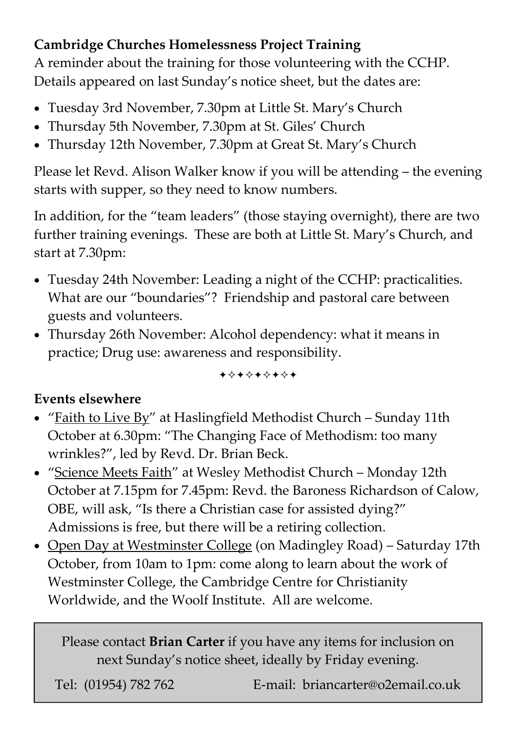**Cambridge Churches Homelessness Project Training**

A reminder about the training for those volunteering with the CCHP. Details appeared on last Sunday's notice sheet, but the dates are:

- Tuesday 3rd November, 7.30pm at Little St. Mary's Church
- Thursday 5th November, 7.30pm at St. Giles' Church
- Thursday 12th November, 7.30pm at Great St. Mary's Church

Please let Revd. Alison Walker know if you will be attending – the evening starts with supper, so they need to know numbers.

In addition, for the "team leaders" (those staying overnight), there are two further training evenings. These are both at Little St. Mary's Church, and start at 7.30pm:

- Tuesday 24th November: Leading a night of the CCHP: practicalities. What are our "boundaries"? Friendship and pastoral care between guests and volunteers.
- Thursday 26th November: Alcohol dependency: what it means in practice; Drug use: awareness and responsibility.

✦✧✦✧✦✦✧✦

**Events elsewhere**

- "Faith to Live By" at Haslingfield Methodist Church – Sunday 11th October at 6.30pm: "The Changing Face of Methodism: too many wrinkles?", led by Revd. Dr. Brian Beck.
- "Science Meets Faith" at Wesley Methodist Church – Monday 12th October at 7.15pm for 7.45pm: Revd. the Baroness Richardson of Calow, OBE, will ask, "Is there a Christian case for assisted dying?" Admissions is free, but there will be a retiring collection.
- Open Day at Westminster College (on Madingley Road) – Saturday 17th October, from 10am to 1pm: come along to learn about the work of Westminster College, the Cambridge Centre for Christianity Worldwide, and the Woolf Institute. All are welcome.

Please contact **Brian Carter** if you have any items for inclusion on next Sunday's notice sheet, ideally by Friday evening.

Tel: (01954) 782 762 E-mail: briancarter@o2email.co.uk